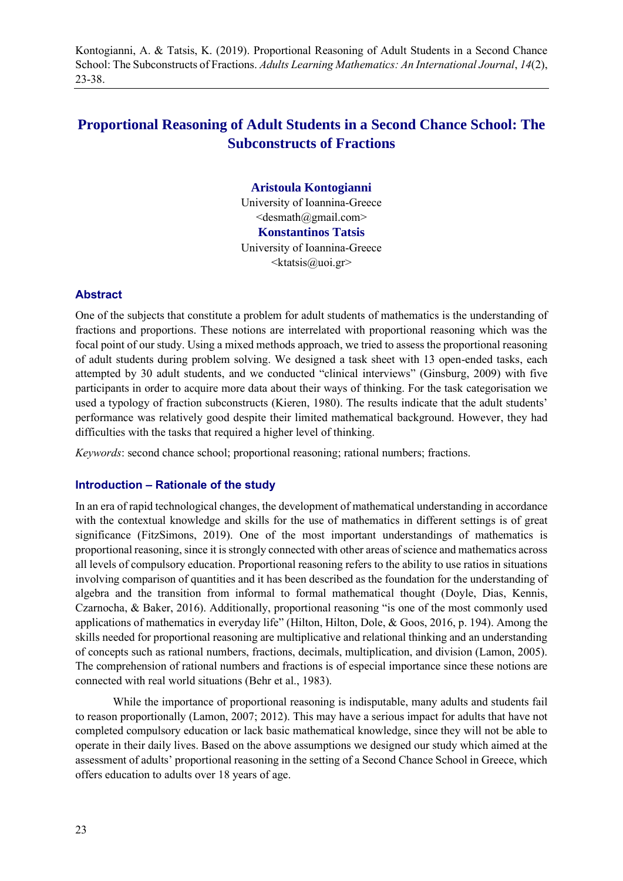Kontogianni, A. & Tatsis, K. (2019). Proportional Reasoning of Adult Students in a Second Chance School: The Subconstructs of Fractions. *Adults Learning Mathematics: An International Journal*, *14*(2), 23-38.

# Proportional Reasoning of Adult Students in a Second Chance School: The Subconstructs of Fractions

**Aristoula Kontogianni**
University of Ioannina-Greece
<desmath@gmail.com>

**Konstantinos Tatsis**
University of Ioannina-Greece
<ktatsis@uoi.gr>

## Abstract

One of the subjects that constitute a problem for adult students of mathematics is the understanding of fractions and proportions. These notions are interrelated with proportional reasoning which was the focal point of our study. Using a mixed methods approach, we tried to assess the proportional reasoning of adult students during problem solving. We designed a task sheet with 13 open-ended tasks, each attempted by 30 adult students, and we conducted "clinical interviews" (Ginsburg, 2009) with five participants in order to acquire more data about their ways of thinking. For the task categorisation we used a typology of fraction subconstructs (Kieren, 1980). The results indicate that the adult students' performance was relatively good despite their limited mathematical background. However, they had difficulties with the tasks that required a higher level of thinking.

*Keywords*: second chance school; proportional reasoning; rational numbers; fractions.

## Introduction – Rationale of the study

In an era of rapid technological changes, the development of mathematical understanding in accordance with the contextual knowledge and skills for the use of mathematics in different settings is of great significance (FitzSimons, 2019). One of the most important understandings of mathematics is proportional reasoning, since it is strongly connected with other areas of science and mathematics across all levels of compulsory education. Proportional reasoning refers to the ability to use ratios in situations involving comparison of quantities and it has been described as the foundation for the understanding of algebra and the transition from informal to formal mathematical thought (Doyle, Dias, Kennis, Czarnocha, & Baker, 2016). Additionally, proportional reasoning "is one of the most commonly used applications of mathematics in everyday life" (Hilton, Hilton, Dole, & Goos, 2016, p. 194). Among the skills needed for proportional reasoning are multiplicative and relational thinking and an understanding of concepts such as rational numbers, fractions, decimals, multiplication, and division (Lamon, 2005). The comprehension of rational numbers and fractions is of especial importance since these notions are connected with real world situations (Behr et al., 1983).

While the importance of proportional reasoning is indisputable, many adults and students fail to reason proportionally (Lamon, 2007; 2012). This may have a serious impact for adults that have not completed compulsory education or lack basic mathematical knowledge, since they will not be able to operate in their daily lives. Based on the above assumptions we designed our study which aimed at the assessment of adults' proportional reasoning in the setting of a Second Chance School in Greece, which offers education to adults over 18 years of age.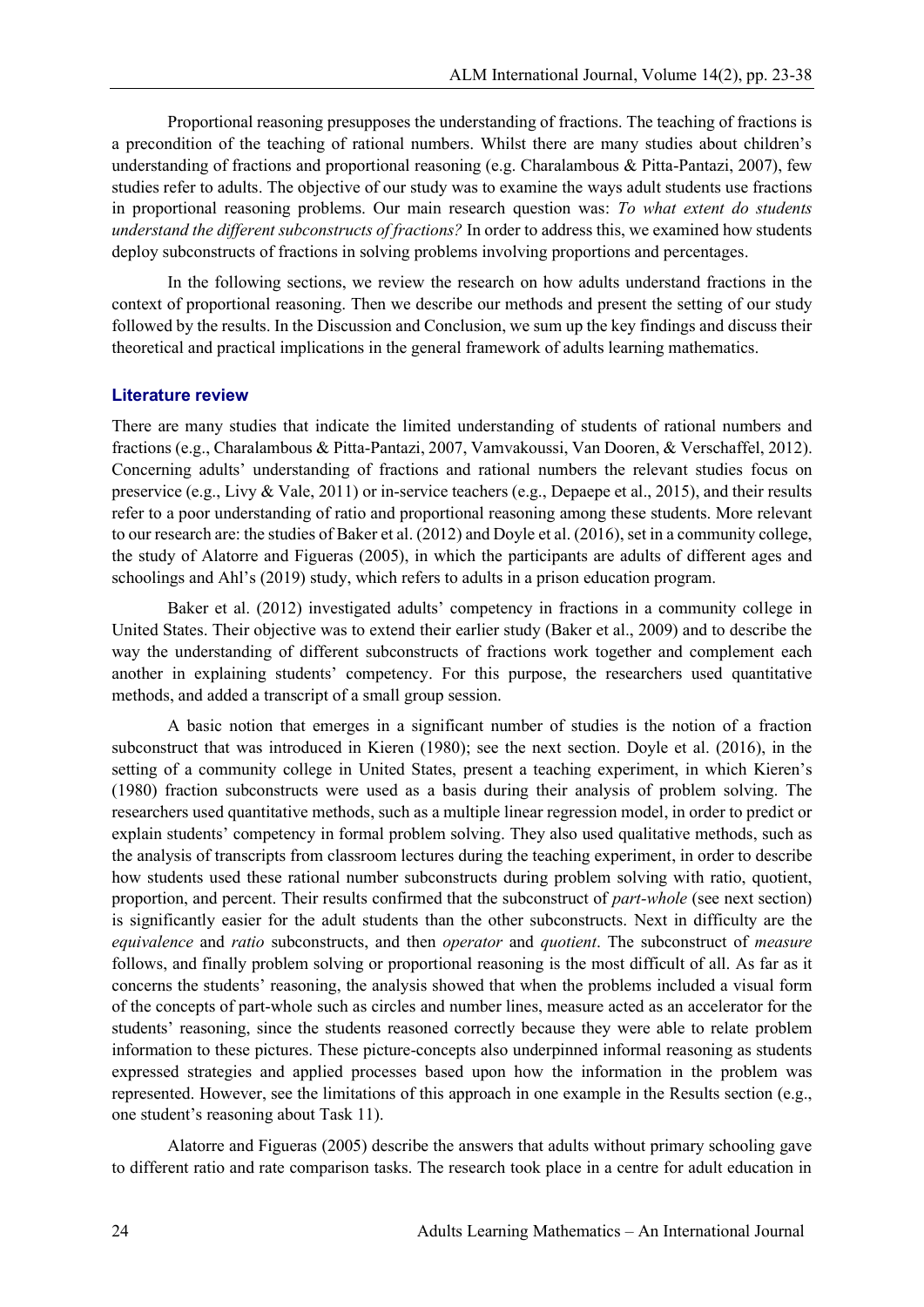Proportional reasoning presupposes the understanding of fractions. The teaching of fractions is a precondition of the teaching of rational numbers. Whilst there are many studies about children's understanding of fractions and proportional reasoning (e.g. Charalambous & Pitta-Pantazi, 2007), few studies refer to adults. The objective of our study was to examine the ways adult students use fractions in proportional reasoning problems. Our main research question was: *To what extent do students understand the different subconstructs of fractions?* In order to address this, we examined how students deploy subconstructs of fractions in solving problems involving proportions and percentages.

In the following sections, we review the research on how adults understand fractions in the context of proportional reasoning. Then we describe our methods and present the setting of our study followed by the results. In the Discussion and Conclusion, we sum up the key findings and discuss their theoretical and practical implications in the general framework of adults learning mathematics.

## Literature review

There are many studies that indicate the limited understanding of students of rational numbers and fractions (e.g., Charalambous & Pitta-Pantazi, 2007, Vamvakoussi, Van Dooren, & Verschaffel, 2012). Concerning adults' understanding of fractions and rational numbers the relevant studies focus on preservice (e.g., Livy & Vale, 2011) or in-service teachers (e.g., Depaepe et al., 2015), and their results refer to a poor understanding of ratio and proportional reasoning among these students. More relevant to our research are: the studies of Baker et al. (2012) and Doyle et al. (2016), set in a community college, the study of Alatorre and Figueras (2005), in which the participants are adults of different ages and schoolings and Ahl's (2019) study, which refers to adults in a prison education program.

Baker et al. (2012) investigated adults' competency in fractions in a community college in United States. Their objective was to extend their earlier study (Baker et al., 2009) and to describe the way the understanding of different subconstructs of fractions work together and complement each another in explaining students' competency. For this purpose, the researchers used quantitative methods, and added a transcript of a small group session.

A basic notion that emerges in a significant number of studies is the notion of a fraction subconstruct that was introduced in Kieren (1980); see the next section. Doyle et al. (2016), in the setting of a community college in United States, present a teaching experiment, in which Kieren's (1980) fraction subconstructs were used as a basis during their analysis of problem solving. The researchers used quantitative methods, such as a multiple linear regression model, in order to predict or explain students' competency in formal problem solving. They also used qualitative methods, such as the analysis of transcripts from classroom lectures during the teaching experiment, in order to describe how students used these rational number subconstructs during problem solving with ratio, quotient, proportion, and percent. Their results confirmed that the subconstruct of *part-whole* (see next section) is significantly easier for the adult students than the other subconstructs. Next in difficulty are the *equivalence* and *ratio* subconstructs, and then *operator* and *quotient*. The subconstruct of *measure* follows, and finally problem solving or proportional reasoning is the most difficult of all. As far as it concerns the students' reasoning, the analysis showed that when the problems included a visual form of the concepts of part-whole such as circles and number lines, measure acted as an accelerator for the students' reasoning, since the students reasoned correctly because they were able to relate problem information to these pictures. These picture-concepts also underpinned informal reasoning as students expressed strategies and applied processes based upon how the information in the problem was represented. However, see the limitations of this approach in one example in the Results section (e.g., one student's reasoning about Task 11).

Alatorre and Figueras (2005) describe the answers that adults without primary schooling gave to different ratio and rate comparison tasks. The research took place in a centre for adult education in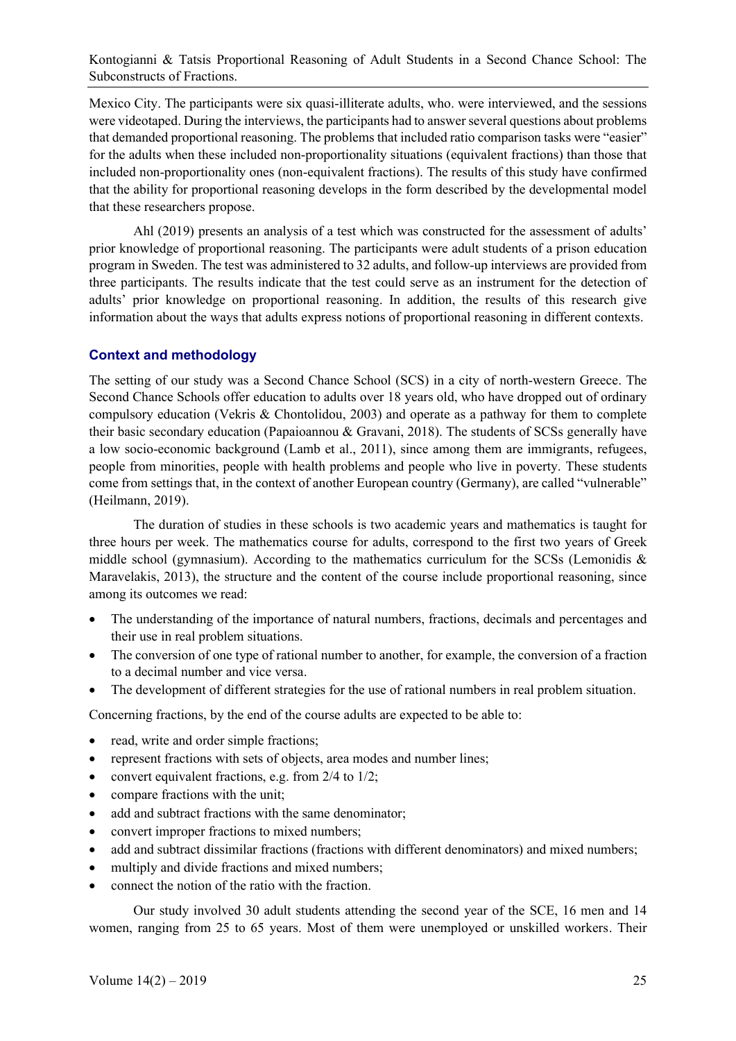Mexico City. The participants were six quasi-illiterate adults, who. were interviewed, and the sessions were videotaped. During the interviews, the participants had to answer several questions about problems that demanded proportional reasoning. The problems that included ratio comparison tasks were "easier" for the adults when these included non-proportionality situations (equivalent fractions) than those that included non-proportionality ones (non-equivalent fractions). The results of this study have confirmed that the ability for proportional reasoning develops in the form described by the developmental model that these researchers propose.

Ahl (2019) presents an analysis of a test which was constructed for the assessment of adults' prior knowledge of proportional reasoning. The participants were adult students of a prison education program in Sweden. The test was administered to 32 adults, and follow-up interviews are provided from three participants. The results indicate that the test could serve as an instrument for the detection of adults' prior knowledge on proportional reasoning. In addition, the results of this research give information about the ways that adults express notions of proportional reasoning in different contexts.

## Context and methodology

The setting of our study was a Second Chance School (SCS) in a city of north-western Greece. The Second Chance Schools offer education to adults over 18 years old, who have dropped out of ordinary compulsory education (Vekris & Chontolidou, 2003) and operate as a pathway for them to complete their basic secondary education (Papaioannou & Gravani, 2018). The students of SCSs generally have a low socio-economic background (Lamb et al., 2011), since among them are immigrants, refugees, people from minorities, people with health problems and people who live in poverty. These students come from settings that, in the context of another European country (Germany), are called "vulnerable" (Heilmann, 2019).

The duration of studies in these schools is two academic years and mathematics is taught for three hours per week. The mathematics course for adults, correspond to the first two years of Greek middle school (gymnasium). According to the mathematics curriculum for the SCSs (Lemonidis & Maravelakis, 2013), the structure and the content of the course include proportional reasoning, since among its outcomes we read:

- The understanding of the importance of natural numbers, fractions, decimals and percentages and their use in real problem situations.
- The conversion of one type of rational number to another, for example, the conversion of a fraction to a decimal number and vice versa.
- The development of different strategies for the use of rational numbers in real problem situation.

Concerning fractions, by the end of the course adults are expected to be able to:

- read, write and order simple fractions;
- represent fractions with sets of objects, area modes and number lines;
- convert equivalent fractions, e.g. from 2/4 to 1/2;
- compare fractions with the unit;
- add and subtract fractions with the same denominator;
- convert improper fractions to mixed numbers;
- add and subtract dissimilar fractions (fractions with different denominators) and mixed numbers;
- multiply and divide fractions and mixed numbers;
- connect the notion of the ratio with the fraction.

Our study involved 30 adult students attending the second year of the SCE, 16 men and 14 women, ranging from 25 to 65 years. Most of them were unemployed or unskilled workers. Their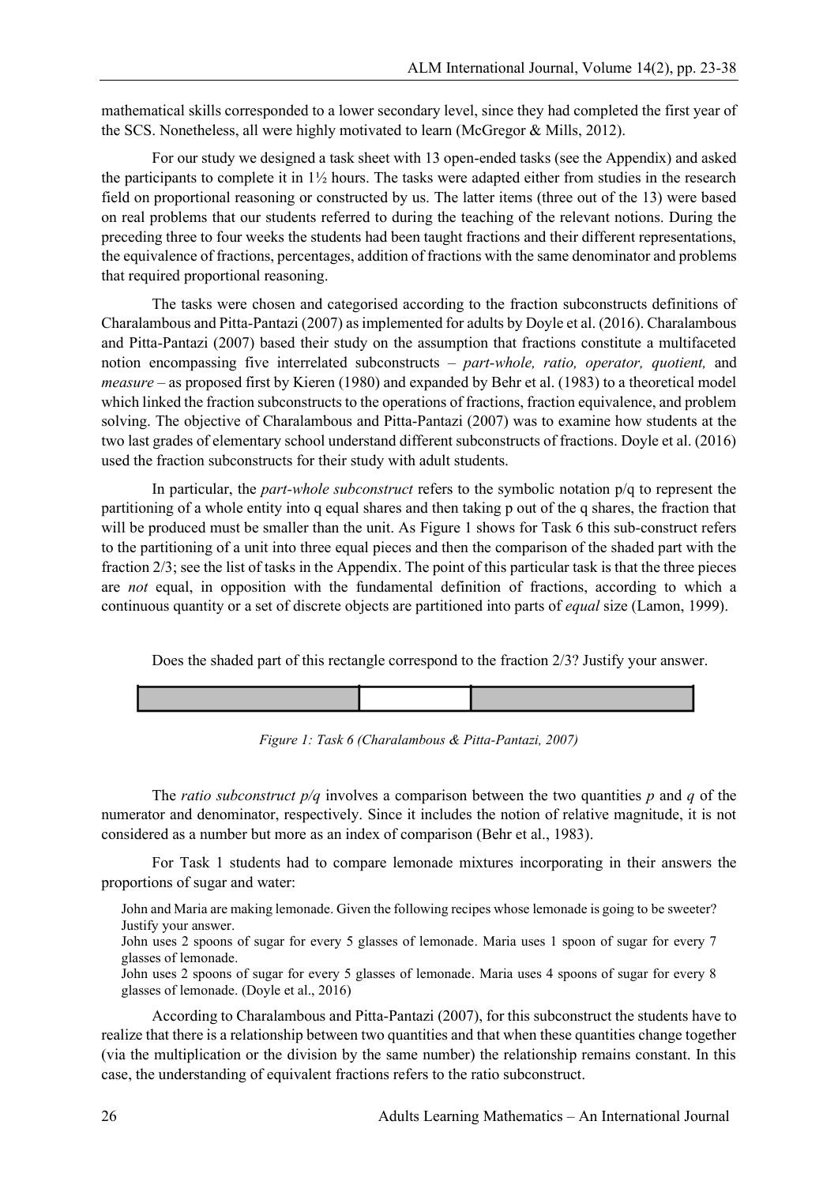mathematical skills corresponded to a lower secondary level, since they had completed the first year of the SCS. Nonetheless, all were highly motivated to learn (McGregor & Mills, 2012).

For our study we designed a task sheet with 13 open-ended tasks (see the Appendix) and asked the participants to complete it in 1½ hours. The tasks were adapted either from studies in the research field on proportional reasoning or constructed by us. The latter items (three out of the 13) were based on real problems that our students referred to during the teaching of the relevant notions. During the preceding three to four weeks the students had been taught fractions and their different representations, the equivalence of fractions, percentages, addition of fractions with the same denominator and problems that required proportional reasoning.

The tasks were chosen and categorised according to the fraction subconstructs definitions of Charalambous and Pitta-Pantazi (2007) as implemented for adults by Doyle et al. (2016). Charalambous and Pitta-Pantazi (2007) based their study on the assumption that fractions constitute a multifaceted notion encompassing five interrelated subconstructs – *part-whole, ratio, operator, quotient,* and *measure* – as proposed first by Kieren (1980) and expanded by Behr et al. (1983) to a theoretical model which linked the fraction subconstructs to the operations of fractions, fraction equivalence, and problem solving. The objective of Charalambous and Pitta-Pantazi (2007) was to examine how students at the two last grades of elementary school understand different subconstructs of fractions. Doyle et al. (2016) used the fraction subconstructs for their study with adult students.

In particular, the *part-whole subconstruct* refers to the symbolic notation p/q to represent the partitioning of a whole entity into q equal shares and then taking p out of the q shares, the fraction that will be produced must be smaller than the unit. As Figure 1 shows for Task 6 this sub-construct refers to the partitioning of a unit into three equal pieces and then the comparison of the shaded part with the fraction 2/3; see the list of tasks in the Appendix. The point of this particular task is that the three pieces are *not* equal, in opposition with the fundamental definition of fractions, according to which a continuous quantity or a set of discrete objects are partitioned into parts of *equal* size (Lamon, 1999).

Does the shaded part of this rectangle correspond to the fraction 2/3? Justify your answer.

*Figure 1: Task 6 (Charalambous & Pitta-Pantazi, 2007)*

The *ratio subconstruct p/q* involves a comparison between the two quantities *p* and *q* of the numerator and denominator, respectively. Since it includes the notion of relative magnitude, it is not considered as a number but more as an index of comparison (Behr et al., 1983).

For Task 1 students had to compare lemonade mixtures incorporating in their answers the proportions of sugar and water:

> John and Maria are making lemonade. Given the following recipes whose lemonade is going to be sweeter? Justify your answer.
>
> John uses 2 spoons of sugar for every 5 glasses of lemonade. Maria uses 1 spoon of sugar for every 7 glasses of lemonade.
>
> John uses 2 spoons of sugar for every 5 glasses of lemonade. Maria uses 4 spoons of sugar for every 8 glasses of lemonade. (Doyle et al., 2016)

According to Charalambous and Pitta-Pantazi (2007), for this subconstruct the students have to realize that there is a relationship between two quantities and that when these quantities change together (via the multiplication or the division by the same number) the relationship remains constant. In this case, the understanding of equivalent fractions refers to the ratio subconstruct.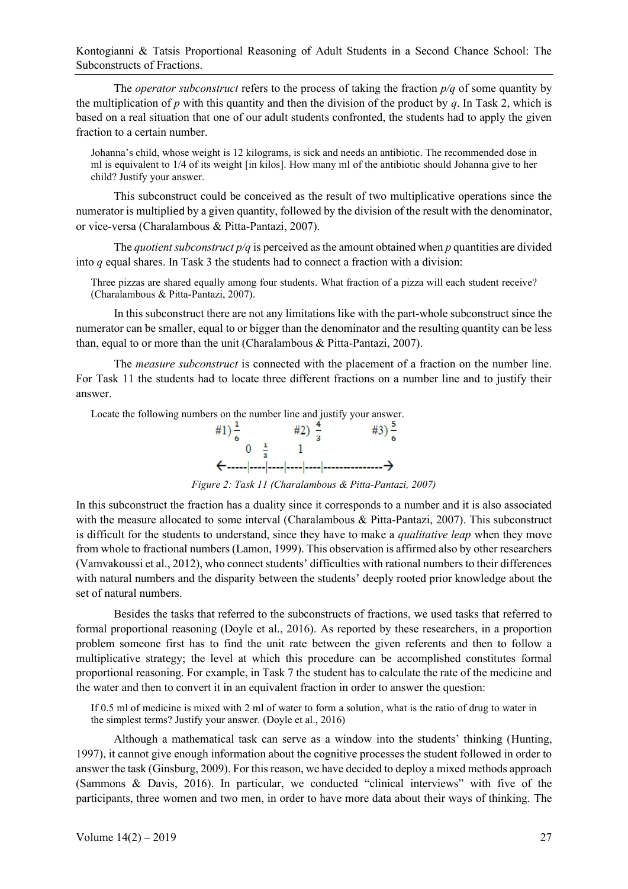The *operator subconstruct* refers to the process of taking the fraction *p/q* of some quantity by the multiplication of *p* with this quantity and then the division of the product by *q*. In Task 2, which is based on a real situation that one of our adult students confronted, the students had to apply the given fraction to a certain number.

> Johanna's child, whose weight is 12 kilograms, is sick and needs an antibiotic. The recommended dose in ml is equivalent to 1/4 of its weight [in kilos]. How many ml of the antibiotic should Johanna give to her child? Justify your answer.

This subconstruct could be conceived as the result of two multiplicative operations since the numerator is multiplied by a given quantity, followed by the division of the result with the denominator, or vice-versa (Charalambous & Pitta-Pantazi, 2007).

The *quotient subconstruct p/q* is perceived as the amount obtained when *p* quantities are divided into *q* equal shares. In Task 3 the students had to connect a fraction with a division:

> Three pizzas are shared equally among four students. What fraction of a pizza will each student receive? (Charalambous & Pitta-Pantazi, 2007).

In this subconstruct there are not any limitations like with the part-whole subconstruct since the numerator can be smaller, equal to or bigger than the denominator and the resulting quantity can be less than, equal to or more than the unit (Charalambous & Pitta-Pantazi, 2007).

The *measure subconstruct* is connected with the placement of a fraction on the number line. For Task 11 the students had to locate three different fractions on a number line and to justify their answer.

> Locate the following numbers on the number line and justify your answer.
>
> #1) $\frac{1}{6}$ #2) $\frac{4}{3}$ #3) $\frac{5}{6}$
>
> 0 $\frac{1}{3}$ 1

*Figure 2: Task 11 (Charalambous & Pitta-Pantazi, 2007)*

In this subconstruct the fraction has a duality since it corresponds to a number and it is also associated with the measure allocated to some interval (Charalambous & Pitta-Pantazi, 2007). This subconstruct is difficult for the students to understand, since they have to make a *qualitative leap* when they move from whole to fractional numbers (Lamon, 1999). This observation is affirmed also by other researchers (Vamvakoussi et al., 2012), who connect students' difficulties with rational numbers to their differences with natural numbers and the disparity between the students' deeply rooted prior knowledge about the set of natural numbers.

Besides the tasks that referred to the subconstructs of fractions, we used tasks that referred to formal proportional reasoning (Doyle et al., 2016). As reported by these researchers, in a proportion problem someone first has to find the unit rate between the given referents and then to follow a multiplicative strategy; the level at which this procedure can be accomplished constitutes formal proportional reasoning. For example, in Task 7 the student has to calculate the rate of the medicine and the water and then to convert it in an equivalent fraction in order to answer the question:

> If 0.5 ml of medicine is mixed with 2 ml of water to form a solution, what is the ratio of drug to water in the simplest terms? Justify your answer. (Doyle et al., 2016)

Although a mathematical task can serve as a window into the students' thinking (Hunting, 1997), it cannot give enough information about the cognitive processes the student followed in order to answer the task (Ginsburg, 2009). For this reason, we have decided to deploy a mixed methods approach (Sammons & Davis, 2016). In particular, we conducted "clinical interviews" with five of the participants, three women and two men, in order to have more data about their ways of thinking. The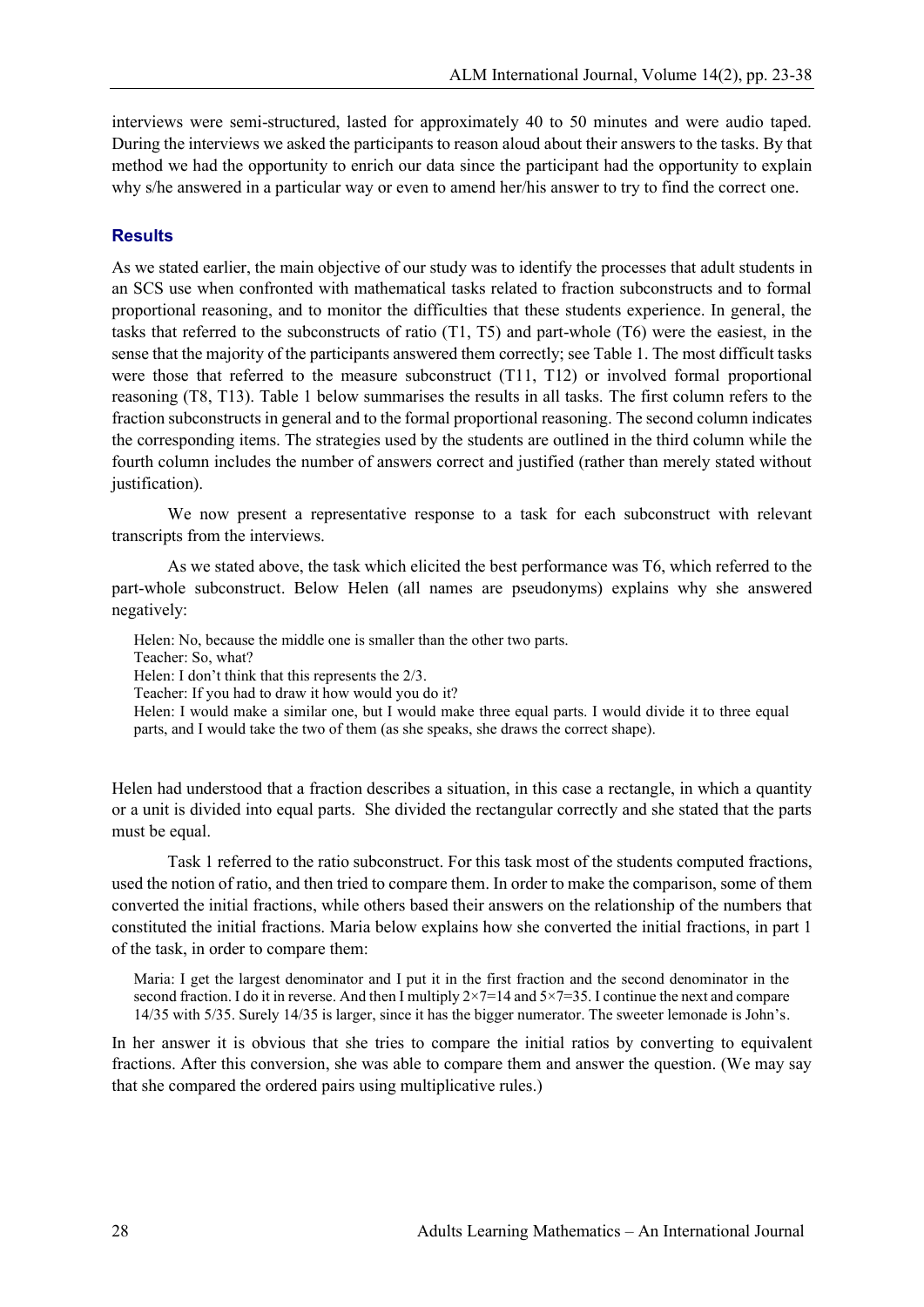interviews were semi-structured, lasted for approximately 40 to 50 minutes and were audio taped. During the interviews we asked the participants to reason aloud about their answers to the tasks. By that method we had the opportunity to enrich our data since the participant had the opportunity to explain why s/he answered in a particular way or even to amend her/his answer to try to find the correct one.

## Results

As we stated earlier, the main objective of our study was to identify the processes that adult students in an SCS use when confronted with mathematical tasks related to fraction subconstructs and to formal proportional reasoning, and to monitor the difficulties that these students experience. In general, the tasks that referred to the subconstructs of ratio (T1, T5) and part-whole (T6) were the easiest, in the sense that the majority of the participants answered them correctly; see Table 1. The most difficult tasks were those that referred to the measure subconstruct (T11, T12) or involved formal proportional reasoning (T8, T13). Table 1 below summarises the results in all tasks. The first column refers to the fraction subconstructs in general and to the formal proportional reasoning. The second column indicates the corresponding items. The strategies used by the students are outlined in the third column while the fourth column includes the number of answers correct and justified (rather than merely stated without justification).

We now present a representative response to a task for each subconstruct with relevant transcripts from the interviews.

As we stated above, the task which elicited the best performance was T6, which referred to the part-whole subconstruct. Below Helen (all names are pseudonyms) explains why she answered negatively:

> Helen: No, because the middle one is smaller than the other two parts.
> Teacher: So, what?
> Helen: I don't think that this represents the 2/3.
> Teacher: If you had to draw it how would you do it?
> Helen: I would make a similar one, but I would make three equal parts. I would divide it to three equal parts, and I would take the two of them (as she speaks, she draws the correct shape).

Helen had understood that a fraction describes a situation, in this case a rectangle, in which a quantity or a unit is divided into equal parts. She divided the rectangular correctly and she stated that the parts must be equal.

Task 1 referred to the ratio subconstruct. For this task most of the students computed fractions, used the notion of ratio, and then tried to compare them. In order to make the comparison, some of them converted the initial fractions, while others based their answers on the relationship of the numbers that constituted the initial fractions. Maria below explains how she converted the initial fractions, in part 1 of the task, in order to compare them:

> Maria: I get the largest denominator and I put it in the first fraction and the second denominator in the second fraction. I do it in reverse. And then I multiply $2\times7=14$ and $5\times7=35$. I continue the next and compare 14/35 with 5/35. Surely 14/35 is larger, since it has the bigger numerator. The sweeter lemonade is John's.

In her answer it is obvious that she tries to compare the initial ratios by converting to equivalent fractions. After this conversion, she was able to compare them and answer the question. (We may say that she compared the ordered pairs using multiplicative rules.)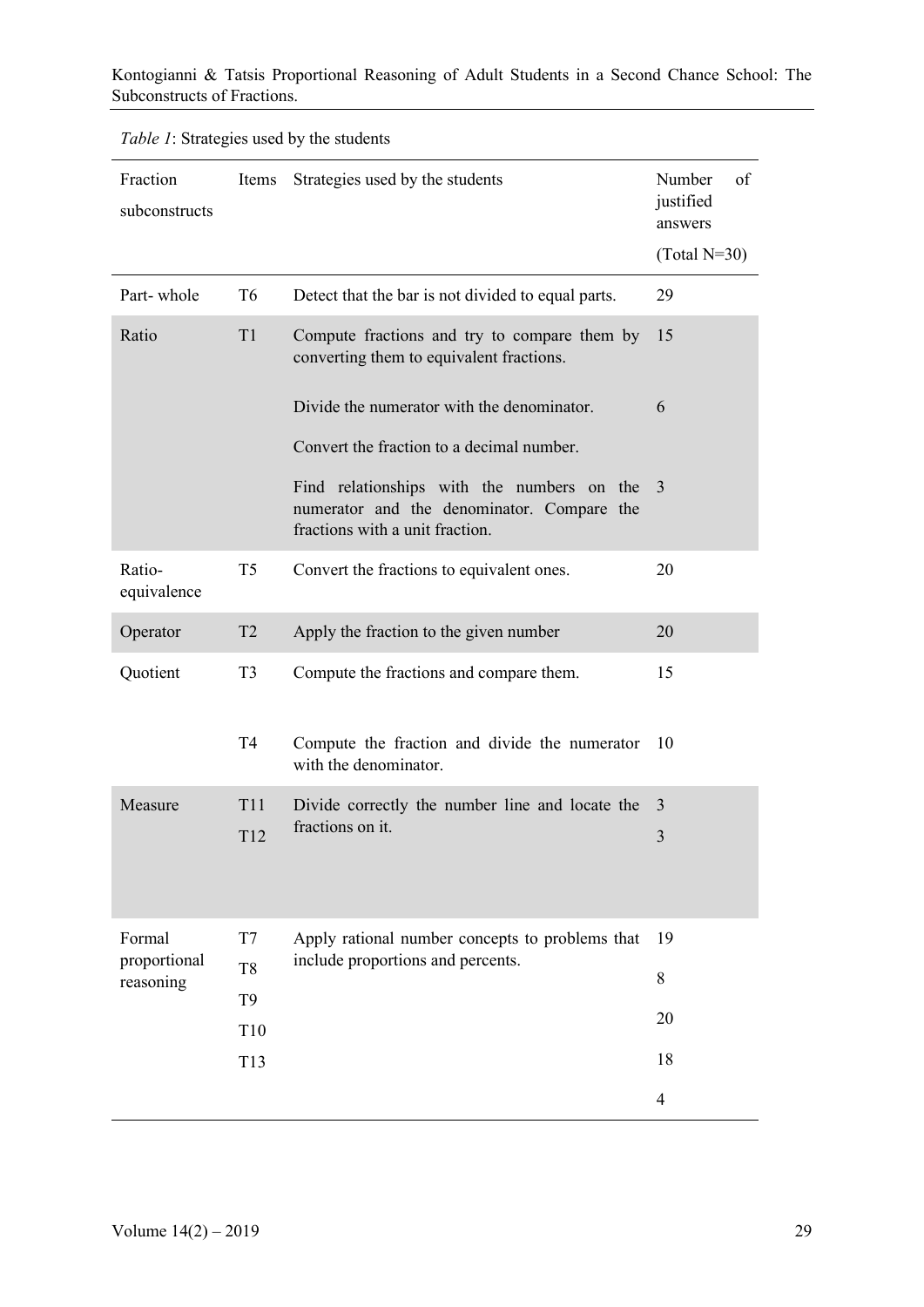*Table 1*: Strategies used by the students

| Fraction subconstructs | Items | Strategies used by the students | Number of justified answers (Total N=30) |
|---|---|---|---|
| Part- whole | T6 | Detect that the bar is not divided to equal parts. | 29 |
| Ratio | T1 | Compute fractions and try to compare them by converting them to equivalent fractions. | 15 |
| | | Divide the numerator with the denominator. | 6 |
| | | Convert the fraction to a decimal number. | |
| | | Find relationships with the numbers on the numerator and the denominator. Compare the fractions with a unit fraction. | 3 |
| Ratio-equivalence | T5 | Convert the fractions to equivalent ones. | 20 |
| Operator | T2 | Apply the fraction to the given number | 20 |
| Quotient | T3 | Compute the fractions and compare them. | 15 |
| | T4 | Compute the fraction and divide the numerator with the denominator. | 10 |
| Measure | T11 | Divide correctly the number line and locate the fractions on it. | 3 |
| | T12 | | 3 |
| Formal proportional reasoning | T7 | Apply rational number concepts to problems that include proportions and percents. | 19 |
| | T8 | | 8 |
| | T9 | | 20 |
| | T10 | | 18 |
| | T13 | | 4 |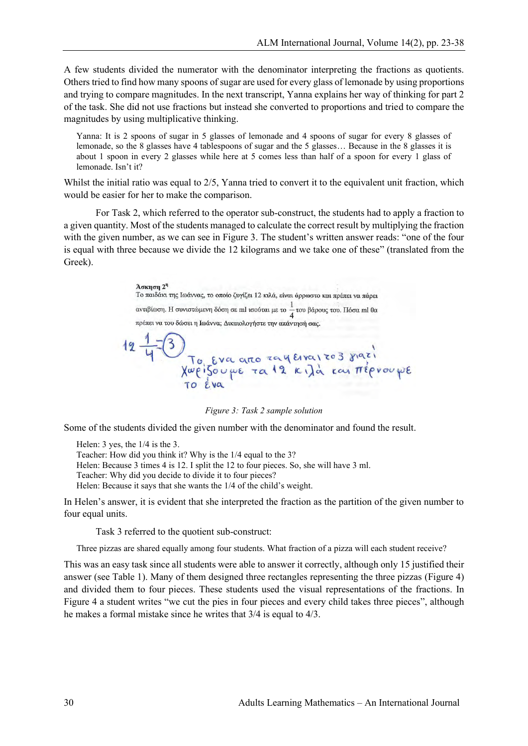A few students divided the numerator with the denominator interpreting the fractions as quotients. Others tried to find how many spoons of sugar are used for every glass of lemonade by using proportions and trying to compare magnitudes. In the next transcript, Yanna explains her way of thinking for part 2 of the task. She did not use fractions but instead she converted to proportions and tried to compare the magnitudes by using multiplicative thinking.

> Yanna: It is 2 spoons of sugar in 5 glasses of lemonade and 4 spoons of sugar for every 8 glasses of lemonade, so the 8 glasses have 4 tablespoons of sugar and the 5 glasses… Because in the 8 glasses it is about 1 spoon in every 2 glasses while here at 5 comes less than half of a spoon for every 1 glass of lemonade. Isn't it?

Whilst the initial ratio was equal to 2/5, Yanna tried to convert it to the equivalent unit fraction, which would be easier for her to make the comparison.

For Task 2, which referred to the operator sub-construct, the students had to apply a fraction to a given quantity. Most of the students managed to calculate the correct result by multiplying the fraction with the given number, as we can see in Figure 3. The student's written answer reads: "one of the four is equal with three because we divide the 12 kilograms and we take one of these" (translated from the Greek).

**Άσκηση 2η**
Το παιδάκι της Ιωάννας, το οποίο ζυγίζει 12 κιλά, είναι άρρωστο και πρέπει να πάρει αντιβίωση. Η συνιστώμενη δόση σε ml ισούται με το $\frac{1}{4}$ του βάρους του. Πόσα ml θα πρέπει να του δώσει η Ιωάννα; Δικαιολογήστε την απάντησή σας.

$12 \frac{1}{4} = 3$ Το ένα από τα 4 είναι το 3 γιατί χωρίζουμε τα 12 κιλά και πέρνουμε το ένα

*Figure 3: Task 2 sample solution*

Some of the students divided the given number with the denominator and found the result.

> Helen: 3 yes, the 1/4 is the 3.
> Teacher: How did you think it? Why is the 1/4 equal to the 3?
> Helen: Because 3 times 4 is 12. I split the 12 to four pieces. So, she will have 3 ml.
> Teacher: Why did you decide to divide it to four pieces?
> Helen: Because it says that she wants the 1/4 of the child's weight.

In Helen's answer, it is evident that she interpreted the fraction as the partition of the given number to four equal units.

Task 3 referred to the quotient sub-construct:

> Three pizzas are shared equally among four students. What fraction of a pizza will each student receive?

This was an easy task since all students were able to answer it correctly, although only 15 justified their answer (see Table 1). Many of them designed three rectangles representing the three pizzas (Figure 4) and divided them to four pieces. These students used the visual representations of the fractions. In Figure 4 a student writes "we cut the pies in four pieces and every child takes three pieces", although he makes a formal mistake since he writes that 3/4 is equal to 4/3.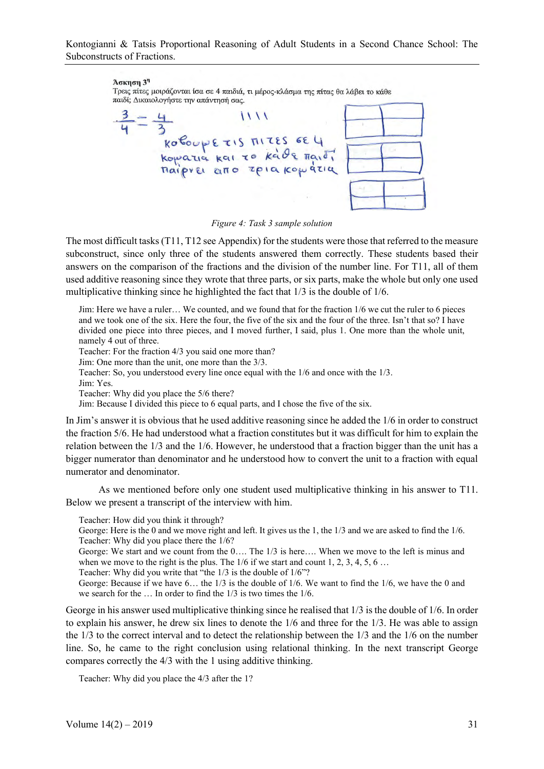Άσκηση 3η
Τρεις πίτες μοιράζονται ίσα σε 4 παιδιά, τι μέρος-κλάσμα της πίτας θα λάβει το κάθε παιδί; Δικαιολογήστε την απάντησή σας.

$\frac{3}{4} - \frac{4}{3}$ &nbsp;&nbsp; ||||

κόβουμε τις πίτες σε 4 κομάτια και το κάθε παιδί παίρνει από τρία κομάτια

*Figure 4: Task 3 sample solution*

The most difficult tasks (T11, T12 see Appendix) for the students were those that referred to the measure subconstruct, since only three of the students answered them correctly. These students based their answers on the comparison of the fractions and the division of the number line. For T11, all of them used additive reasoning since they wrote that three parts, or six parts, make the whole but only one used multiplicative thinking since he highlighted the fact that 1/3 is the double of 1/6.

> Jim: Here we have a ruler… We counted, and we found that for the fraction 1/6 we cut the ruler to 6 pieces and we took one of the six. Here the four, the five of the six and the four of the three. Isn't that so? I have divided one piece into three pieces, and I moved further, I said, plus 1. One more than the whole unit, namely 4 out of three.
> Teacher: For the fraction 4/3 you said one more than?
> Jim: One more than the unit, one more than the 3/3.
> Teacher: So, you understood every line once equal with the 1/6 and once with the 1/3.
> Jim: Yes.
> Teacher: Why did you place the 5/6 there?
> Jim: Because I divided this piece to 6 equal parts, and I chose the five of the six.

In Jim's answer it is obvious that he used additive reasoning since he added the 1/6 in order to construct the fraction 5/6. He had understood what a fraction constitutes but it was difficult for him to explain the relation between the 1/3 and the 1/6. However, he understood that a fraction bigger than the unit has a bigger numerator than denominator and he understood how to convert the unit to a fraction with equal numerator and denominator.

As we mentioned before only one student used multiplicative thinking in his answer to T11. Below we present a transcript of the interview with him.

> Teacher: How did you think it through?
> George: Here is the 0 and we move right and left. It gives us the 1, the 1/3 and we are asked to find the 1/6.
> Teacher: Why did you place there the 1/6?
> George: We start and we count from the 0…. The 1/3 is here…. When we move to the left is minus and when we move to the right is the plus. The 1/6 if we start and count 1, 2, 3, 4, 5, 6 …
> Teacher: Why did you write that "the 1/3 is the double of 1/6"?
> George: Because if we have 6… the 1/3 is the double of 1/6. We want to find the 1/6, we have the 0 and we search for the … In order to find the 1/3 is two times the 1/6.

George in his answer used multiplicative thinking since he realised that 1/3 is the double of 1/6. In order to explain his answer, he drew six lines to denote the 1/6 and three for the 1/3. He was able to assign the 1/3 to the correct interval and to detect the relationship between the 1/3 and the 1/6 on the number line. So, he came to the right conclusion using relational thinking. In the next transcript George compares correctly the 4/3 with the 1 using additive thinking.

> Teacher: Why did you place the 4/3 after the 1?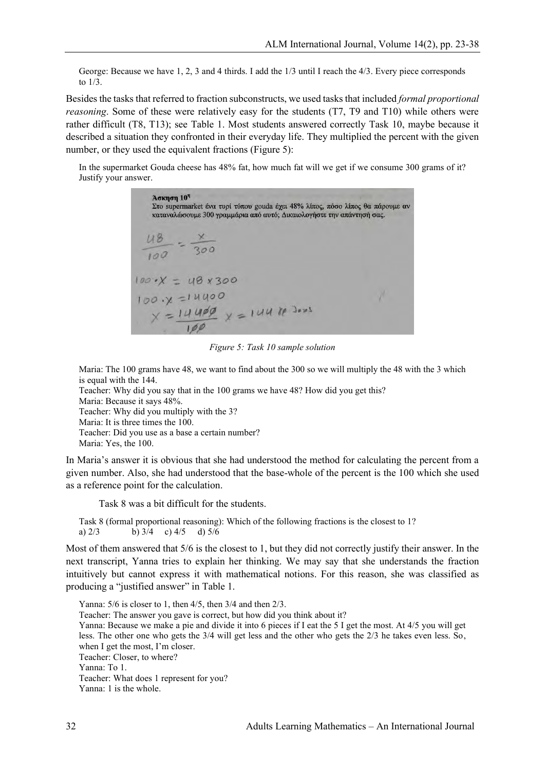George: Because we have 1, 2, 3 and 4 thirds. I add the 1/3 until I reach the 4/3. Every piece corresponds to 1/3.

Besides the tasks that referred to fraction subconstructs, we used tasks that included *formal proportional reasoning*. Some of these were relatively easy for the students (T7, T9 and T10) while others were rather difficult (T8, T13); see Table 1. Most students answered correctly Task 10, maybe because it described a situation they confronted in their everyday life. They multiplied the percent with the given number, or they used the equivalent fractions (Figure 5):

In the supermarket Gouda cheese has 48% fat, how much fat will we get if we consume 300 grams of it? Justify your answer.

Άσκηση 10η
Στο supermarket ένα τυρί τύπου gouda έχει 48% λίπος, πόσο λίπος θα πάρουμε αν καταναλώσουμε 300 γραμμάρια από αυτό; Δικαιολογήστε την απάντησή σας.

$$\frac{48}{100} = \frac{x}{300}$$

$$100 \cdot x = 48 \times 300$$

$$100 \cdot x = 14400$$

$$x = \frac{14400}{100} \quad x = 144$$

*Figure 5: Task 10 sample solution*

Maria: The 100 grams have 48, we want to find about the 300 so we will multiply the 48 with the 3 which is equal with the 144.
Teacher: Why did you say that in the 100 grams we have 48? How did you get this?
Maria: Because it says 48%.
Teacher: Why did you multiply with the 3?
Maria: It is three times the 100.
Teacher: Did you use as a base a certain number?
Maria: Yes, the 100.

In Maria's answer it is obvious that she had understood the method for calculating the percent from a given number. Also, she had understood that the base-whole of the percent is the 100 which she used as a reference point for the calculation.

Task 8 was a bit difficult for the students.

Task 8 (formal proportional reasoning): Which of the following fractions is the closest to 1?
a) 2/3 b) 3/4 c) 4/5 d) 5/6

Most of them answered that 5/6 is the closest to 1, but they did not correctly justify their answer. In the next transcript, Yanna tries to explain her thinking. We may say that she understands the fraction intuitively but cannot express it with mathematical notions. For this reason, she was classified as producing a "justified answer" in Table 1.

Yanna: 5/6 is closer to 1, then 4/5, then 3/4 and then 2/3.
Teacher: The answer you gave is correct, but how did you think about it?
Yanna: Because we make a pie and divide it into 6 pieces if I eat the 5 I get the most. At 4/5 you will get less. The other one who gets the 3/4 will get less and the other who gets the 2/3 he takes even less. So, when I get the most, I'm closer.
Teacher: Closer, to where?
Yanna: To 1.
Teacher: What does 1 represent for you?
Yanna: 1 is the whole.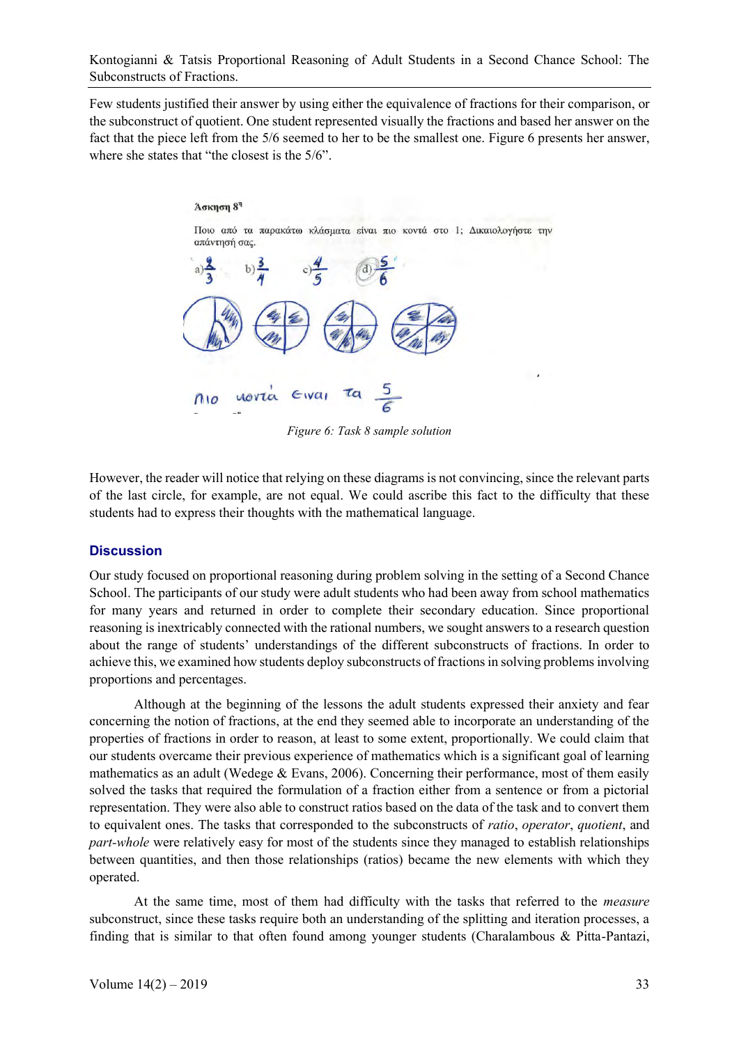Few students justified their answer by using either the equivalence of fractions for their comparison, or the subconstruct of quotient. One student represented visually the fractions and based her answer on the fact that the piece left from the 5/6 seemed to her to be the smallest one. Figure 6 presents her answer, where she states that "the closest is the 5/6".

Άσκηση 8η

Ποιο από τα παρακάτω κλάσματα είναι πιο κοντά στο 1; Δικαιολογήστε την απάντησή σας.

a) $\frac{2}{3}$ b) $\frac{3}{4}$ c) $\frac{4}{5}$ d) $\frac{5}{6}$

Πιο κοντά είναι τα $\frac{5}{6}$

*Figure 6: Task 8 sample solution*

However, the reader will notice that relying on these diagrams is not convincing, since the relevant parts of the last circle, for example, are not equal. We could ascribe this fact to the difficulty that these students had to express their thoughts with the mathematical language.

## Discussion

Our study focused on proportional reasoning during problem solving in the setting of a Second Chance School. The participants of our study were adult students who had been away from school mathematics for many years and returned in order to complete their secondary education. Since proportional reasoning is inextricably connected with the rational numbers, we sought answers to a research question about the range of students' understandings of the different subconstructs of fractions. In order to achieve this, we examined how students deploy subconstructs of fractions in solving problems involving proportions and percentages.

Although at the beginning of the lessons the adult students expressed their anxiety and fear concerning the notion of fractions, at the end they seemed able to incorporate an understanding of the properties of fractions in order to reason, at least to some extent, proportionally. We could claim that our students overcame their previous experience of mathematics which is a significant goal of learning mathematics as an adult (Wedege & Evans, 2006). Concerning their performance, most of them easily solved the tasks that required the formulation of a fraction either from a sentence or from a pictorial representation. They were also able to construct ratios based on the data of the task and to convert them to equivalent ones. The tasks that corresponded to the subconstructs of *ratio*, *operator*, *quotient*, and *part-whole* were relatively easy for most of the students since they managed to establish relationships between quantities, and then those relationships (ratios) became the new elements with which they operated.

At the same time, most of them had difficulty with the tasks that referred to the *measure* subconstruct, since these tasks require both an understanding of the splitting and iteration processes, a finding that is similar to that often found among younger students (Charalambous & Pitta-Pantazi,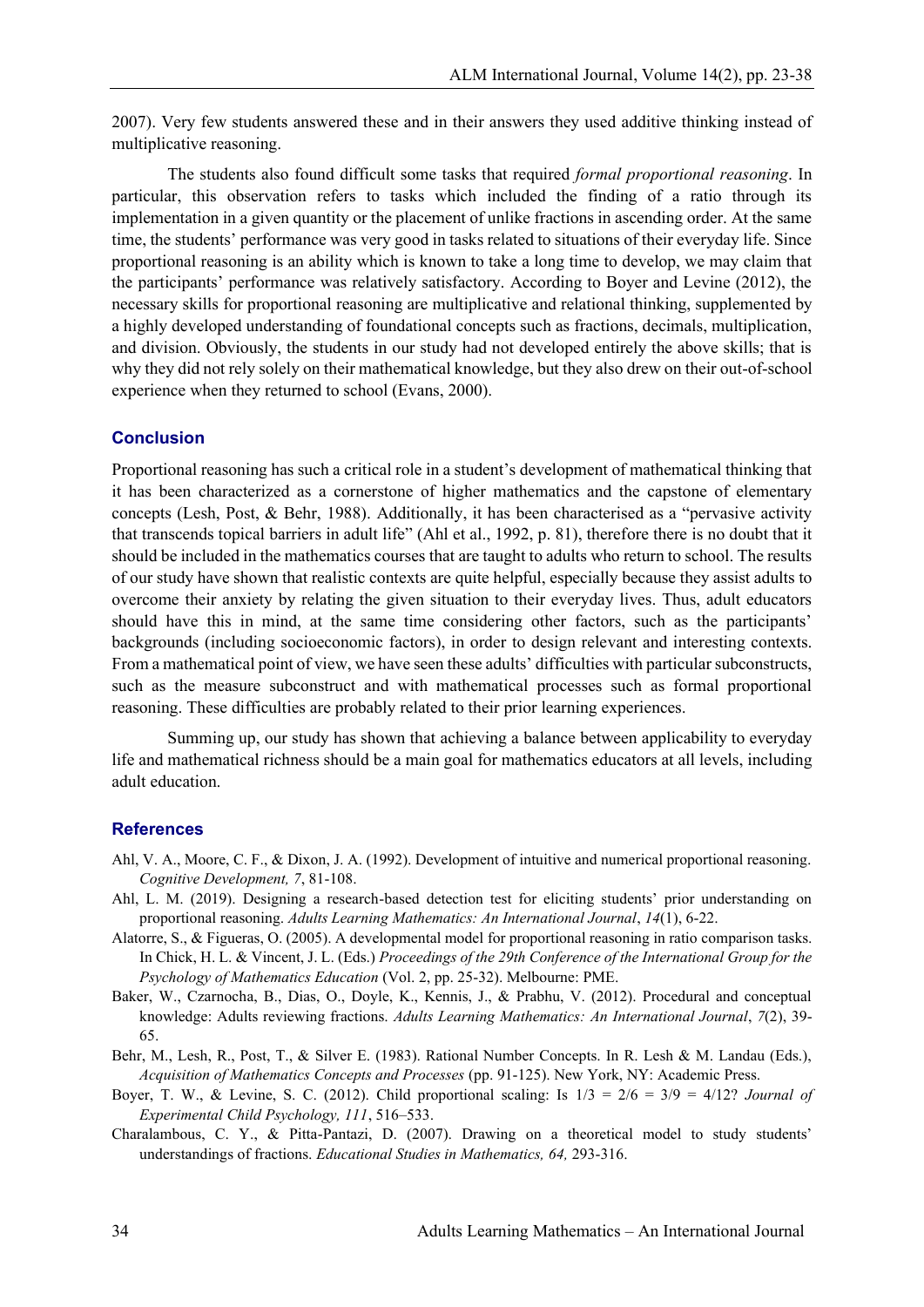2007). Very few students answered these and in their answers they used additive thinking instead of multiplicative reasoning.

The students also found difficult some tasks that required *formal proportional reasoning*. In particular, this observation refers to tasks which included the finding of a ratio through its implementation in a given quantity or the placement of unlike fractions in ascending order. At the same time, the students' performance was very good in tasks related to situations of their everyday life. Since proportional reasoning is an ability which is known to take a long time to develop, we may claim that the participants' performance was relatively satisfactory. According to Boyer and Levine (2012), the necessary skills for proportional reasoning are multiplicative and relational thinking, supplemented by a highly developed understanding of foundational concepts such as fractions, decimals, multiplication, and division. Obviously, the students in our study had not developed entirely the above skills; that is why they did not rely solely on their mathematical knowledge, but they also drew on their out-of-school experience when they returned to school (Evans, 2000).

## Conclusion

Proportional reasoning has such a critical role in a student's development of mathematical thinking that it has been characterized as a cornerstone of higher mathematics and the capstone of elementary concepts (Lesh, Post, & Behr, 1988). Additionally, it has been characterised as a "pervasive activity that transcends topical barriers in adult life" (Ahl et al., 1992, p. 81), therefore there is no doubt that it should be included in the mathematics courses that are taught to adults who return to school. The results of our study have shown that realistic contexts are quite helpful, especially because they assist adults to overcome their anxiety by relating the given situation to their everyday lives. Thus, adult educators should have this in mind, at the same time considering other factors, such as the participants' backgrounds (including socioeconomic factors), in order to design relevant and interesting contexts. From a mathematical point of view, we have seen these adults' difficulties with particular subconstructs, such as the measure subconstruct and with mathematical processes such as formal proportional reasoning. These difficulties are probably related to their prior learning experiences.

Summing up, our study has shown that achieving a balance between applicability to everyday life and mathematical richness should be a main goal for mathematics educators at all levels, including adult education.

## References

Ahl, V. A., Moore, C. F., & Dixon, J. A. (1992). Development of intuitive and numerical proportional reasoning. *Cognitive Development, 7*, 81-108.

Ahl, L. M. (2019). Designing a research-based detection test for eliciting students' prior understanding on proportional reasoning. *Adults Learning Mathematics: An International Journal*, *14*(1), 6-22.

Alatorre, S., & Figueras, O. (2005). A developmental model for proportional reasoning in ratio comparison tasks. In Chick, H. L. & Vincent, J. L. (Eds.) *Proceedings of the 29th Conference of the International Group for the Psychology of Mathematics Education* (Vol. 2, pp. 25-32). Melbourne: PME.

Baker, W., Czarnocha, B., Dias, O., Doyle, K., Kennis, J., & Prabhu, V. (2012). Procedural and conceptual knowledge: Adults reviewing fractions. *Adults Learning Mathematics: An International Journal*, *7*(2), 39-65.

Behr, M., Lesh, R., Post, T., & Silver E. (1983). Rational Number Concepts. In R. Lesh & M. Landau (Eds.), *Acquisition of Mathematics Concepts and Processes* (pp. 91-125). New York, NY: Academic Press.

Boyer, T. W., & Levine, S. C. (2012). Child proportional scaling: Is 1/3 = 2/6 = 3/9 = 4/12? *Journal of Experimental Child Psychology, 111*, 516–533.

Charalambous, C. Y., & Pitta-Pantazi, D. (2007). Drawing on a theoretical model to study students' understandings of fractions. *Educational Studies in Mathematics, 64,* 293-316.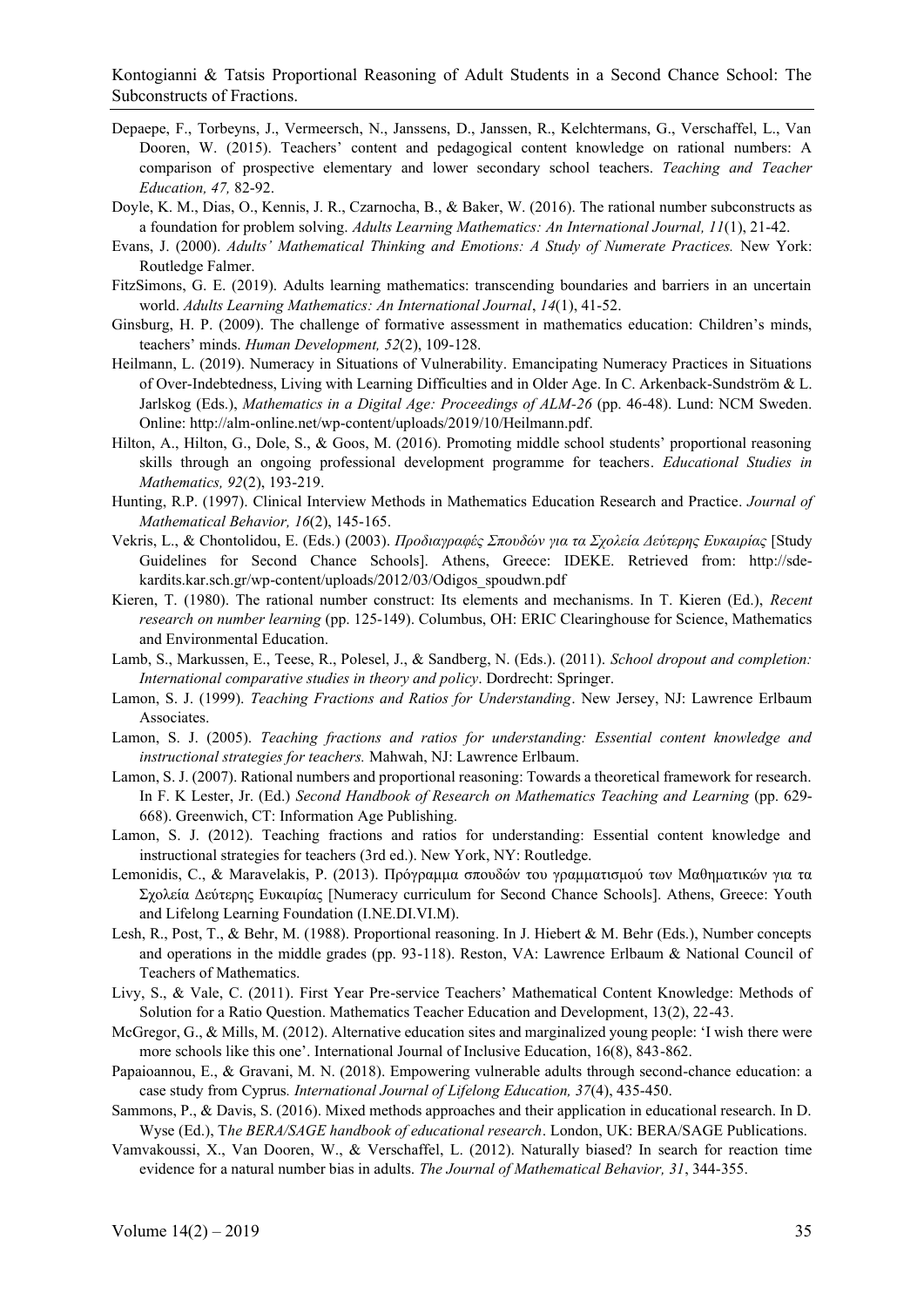Depaepe, F., Torbeyns, J., Vermeersch, N., Janssens, D., Janssen, R., Kelchtermans, G., Verschaffel, L., Van Dooren, W. (2015). Teachers' content and pedagogical content knowledge on rational numbers: A comparison of prospective elementary and lower secondary school teachers. *Teaching and Teacher Education, 47,* 82-92.

Doyle, K. M., Dias, O., Kennis, J. R., Czarnocha, B., & Baker, W. (2016). The rational number subconstructs as a foundation for problem solving. *Adults Learning Mathematics: An International Journal, 11*(1), 21-42.

Evans, J. (2000). *Adults' Mathematical Thinking and Emotions: A Study of Numerate Practices.* New York: Routledge Falmer.

FitzSimons, G. E. (2019). Adults learning mathematics: transcending boundaries and barriers in an uncertain world. *Adults Learning Mathematics: An International Journal*, *14*(1), 41-52.

Ginsburg, H. P. (2009). The challenge of formative assessment in mathematics education: Children's minds, teachers' minds. *Human Development, 52*(2), 109-128.

Heilmann, L. (2019). Numeracy in Situations of Vulnerability. Emancipating Numeracy Practices in Situations of Over-Indebtedness, Living with Learning Difficulties and in Older Age. In C. Arkenback-Sundström & L. Jarlskog (Eds.), *Mathematics in a Digital Age: Proceedings of ALM-26* (pp. 46-48). Lund: NCM Sweden. Online: http://alm-online.net/wp-content/uploads/2019/10/Heilmann.pdf.

Hilton, A., Hilton, G., Dole, S., & Goos, M. (2016). Promoting middle school students' proportional reasoning skills through an ongoing professional development programme for teachers. *Educational Studies in Mathematics, 92*(2), 193-219.

Hunting, R.P. (1997). Clinical Interview Methods in Mathematics Education Research and Practice. *Journal of Mathematical Behavior, 16*(2), 145-165.

Vekris, L., & Chontolidou, E. (Eds.) (2003). *Προδιαγραφές Σπουδών για τα Σχολεία Δεύτερης Ευκαιρίας* [Study Guidelines for Second Chance Schools]. Athens, Greece: IDEKE. Retrieved from: http://sde-kardits.kar.sch.gr/wp-content/uploads/2012/03/Odigos_spoudwn.pdf

Kieren, T. (1980). The rational number construct: Its elements and mechanisms. In T. Kieren (Ed.), *Recent research on number learning* (pp. 125-149). Columbus, OH: ERIC Clearinghouse for Science, Mathematics and Environmental Education.

Lamb, S., Markussen, E., Teese, R., Polesel, J., & Sandberg, N. (Eds.). (2011). *School dropout and completion: International comparative studies in theory and policy*. Dordrecht: Springer.

Lamon, S. J. (1999). *Teaching Fractions and Ratios for Understanding*. New Jersey, NJ: Lawrence Erlbaum Associates.

Lamon, S. J. (2005). *Teaching fractions and ratios for understanding: Essential content knowledge and instructional strategies for teachers.* Mahwah, NJ: Lawrence Erlbaum.

Lamon, S. J. (2007). Rational numbers and proportional reasoning: Towards a theoretical framework for research. In F. K Lester, Jr. (Ed.) *Second Handbook of Research on Mathematics Teaching and Learning* (pp. 629-668). Greenwich, CT: Information Age Publishing.

Lamon, S. J. (2012). Teaching fractions and ratios for understanding: Essential content knowledge and instructional strategies for teachers (3rd ed.). New York, NY: Routledge.

Lemonidis, C., & Maravelakis, P. (2013). Πρόγραμμα σπουδών του γραμματισμού των Μαθηματικών για τα Σχολεία Δεύτερης Ευκαιρίας [Numeracy curriculum for Second Chance Schools]. Athens, Greece: Youth and Lifelong Learning Foundation (I.NE.DI.VI.M).

Lesh, R., Post, T., & Behr, M. (1988). Proportional reasoning. In J. Hiebert & M. Behr (Eds.), Number concepts and operations in the middle grades (pp. 93-118). Reston, VA: Lawrence Erlbaum & National Council of Teachers of Mathematics.

Livy, S., & Vale, C. (2011). First Year Pre-service Teachers' Mathematical Content Knowledge: Methods of Solution for a Ratio Question. Mathematics Teacher Education and Development, 13(2), 22-43.

McGregor, G., & Mills, M. (2012). Alternative education sites and marginalized young people: 'I wish there were more schools like this one'. International Journal of Inclusive Education, 16(8), 843-862.

Papaioannou, E., & Gravani, M. N. (2018). Empowering vulnerable adults through second-chance education: a case study from Cyprus*. International Journal of Lifelong Education, 37*(4), 435-450.

Sammons, P., & Davis, S. (2016). Mixed methods approaches and their application in educational research. In D. Wyse (Ed.), T*he BERA/SAGE handbook of educational research*. London, UK: BERA/SAGE Publications.

Vamvakoussi, X., Van Dooren, W., & Verschaffel, L. (2012). Naturally biased? In search for reaction time evidence for a natural number bias in adults. *The Journal of Mathematical Behavior, 31*, 344-355.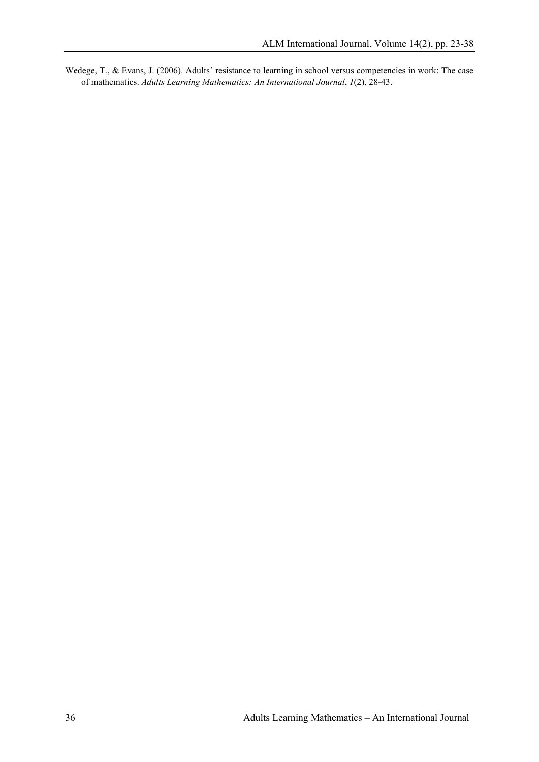Wedege, T., & Evans, J. (2006). Adults' resistance to learning in school versus competencies in work: The case of mathematics. *Adults Learning Mathematics: An International Journal*, *1*(2), 28-43.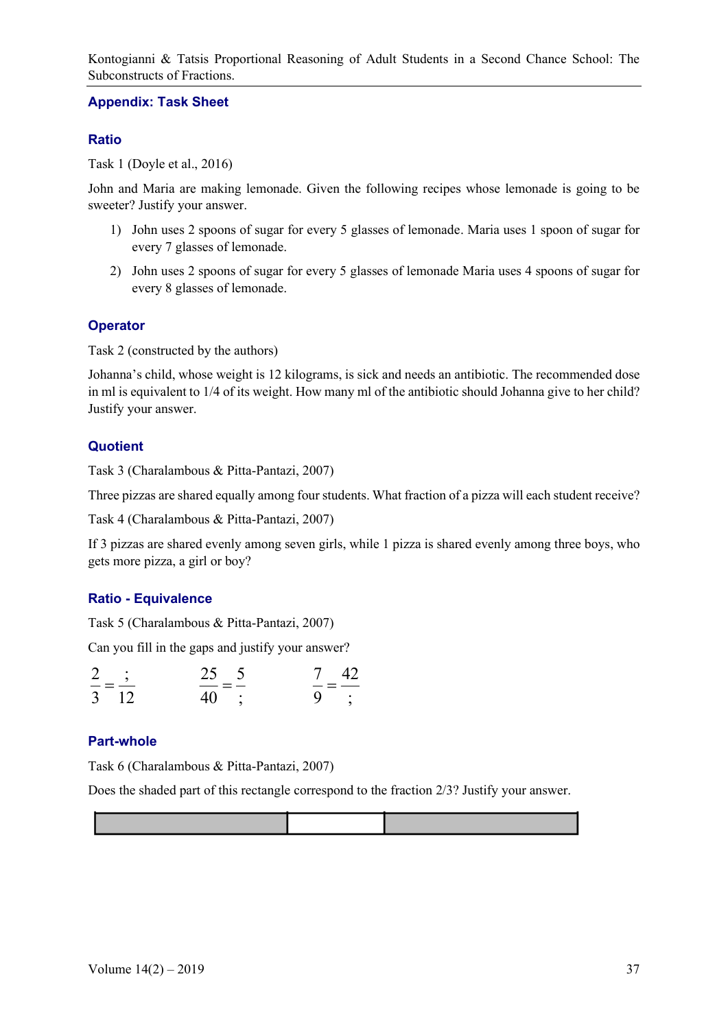## Appendix: Task Sheet

### Ratio

Task 1 (Doyle et al., 2016)

John and Maria are making lemonade. Given the following recipes whose lemonade is going to be sweeter? Justify your answer.

1) John uses 2 spoons of sugar for every 5 glasses of lemonade. Maria uses 1 spoon of sugar for every 7 glasses of lemonade.
2) John uses 2 spoons of sugar for every 5 glasses of lemonade Maria uses 4 spoons of sugar for every 8 glasses of lemonade.

### Operator

Task 2 (constructed by the authors)

Johanna's child, whose weight is 12 kilograms, is sick and needs an antibiotic. The recommended dose in ml is equivalent to 1/4 of its weight. How many ml of the antibiotic should Johanna give to her child? Justify your answer.

### Quotient

Task 3 (Charalambous & Pitta-Pantazi, 2007)

Three pizzas are shared equally among four students. What fraction of a pizza will each student receive?

Task 4 (Charalambous & Pitta-Pantazi, 2007)

If 3 pizzas are shared evenly among seven girls, while 1 pizza is shared evenly among three boys, who gets more pizza, a girl or boy?

### Ratio - Equivalence

Task 5 (Charalambous & Pitta-Pantazi, 2007)

Can you fill in the gaps and justify your answer?

$$\frac{2}{3} = \frac{;}{12} \qquad \frac{25}{40} = \frac{5}{;} \qquad \frac{7}{9} = \frac{42}{;}$$

### Part-whole

Task 6 (Charalambous & Pitta-Pantazi, 2007)

Does the shaded part of this rectangle correspond to the fraction 2/3? Justify your answer.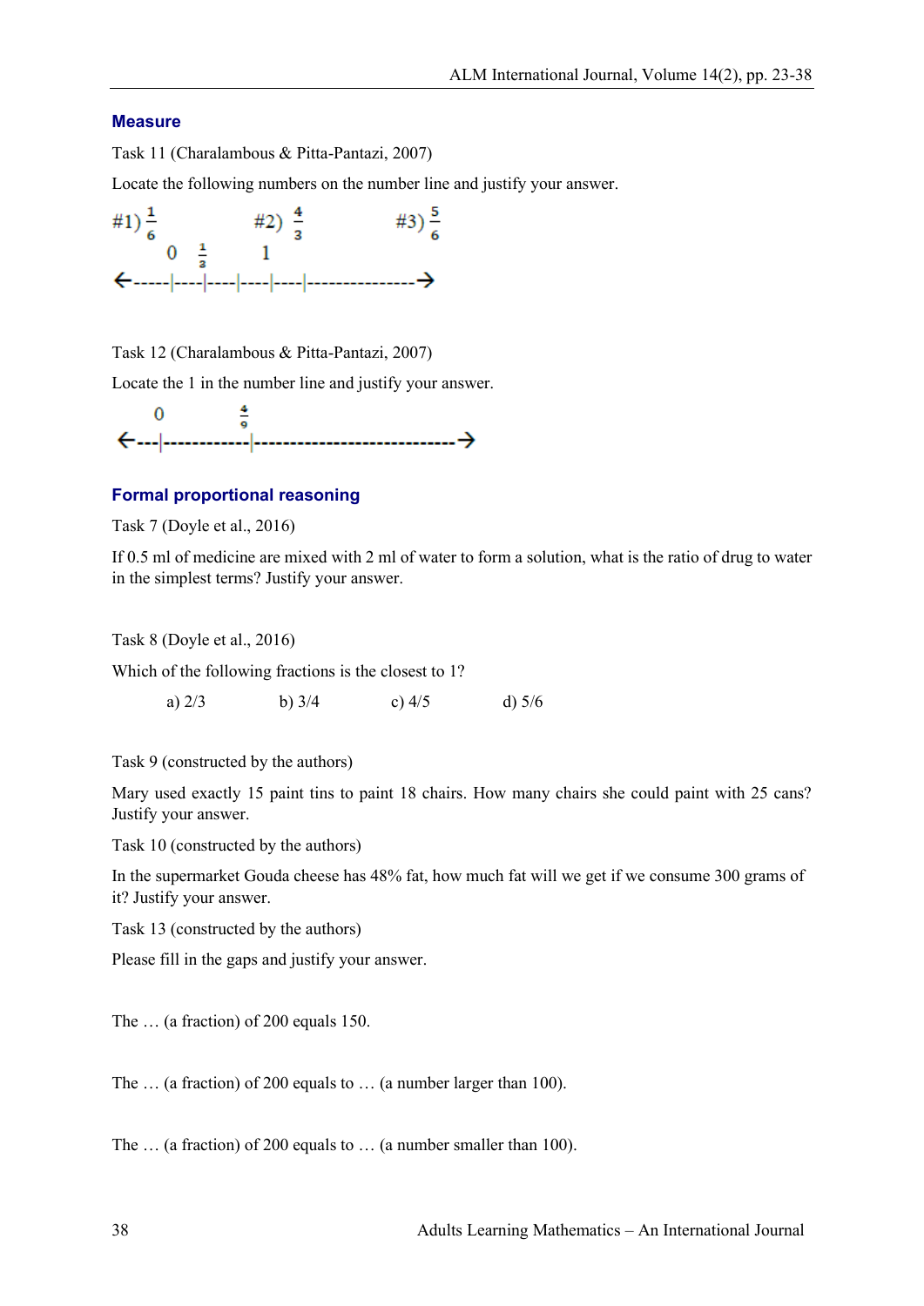## Measure

Task 11 (Charalambous & Pitta-Pantazi, 2007)

Locate the following numbers on the number line and justify your answer.

#1) $\frac{1}{6}$ #2) $\frac{4}{3}$ #3) $\frac{5}{6}$

0 $\frac{1}{3}$ 1

←-----|----|----|----|----|--------------→

Task 12 (Charalambous & Pitta-Pantazi, 2007)

Locate the 1 in the number line and justify your answer.

0 $\frac{4}{9}$

←---|------------|----------------------------→

## Formal proportional reasoning

Task 7 (Doyle et al., 2016)

If 0.5 ml of medicine are mixed with 2 ml of water to form a solution, what is the ratio of drug to water in the simplest terms? Justify your answer.

Task 8 (Doyle et al., 2016)

Which of the following fractions is the closest to 1?

a) 2/3 b) 3/4 c) 4/5 d) 5/6

Task 9 (constructed by the authors)

Mary used exactly 15 paint tins to paint 18 chairs. How many chairs she could paint with 25 cans? Justify your answer.

Task 10 (constructed by the authors)

In the supermarket Gouda cheese has 48% fat, how much fat will we get if we consume 300 grams of it? Justify your answer.

Task 13 (constructed by the authors)

Please fill in the gaps and justify your answer.

The … (a fraction) of 200 equals 150.

The … (a fraction) of 200 equals to … (a number larger than 100).

The … (a fraction) of 200 equals to … (a number smaller than 100).